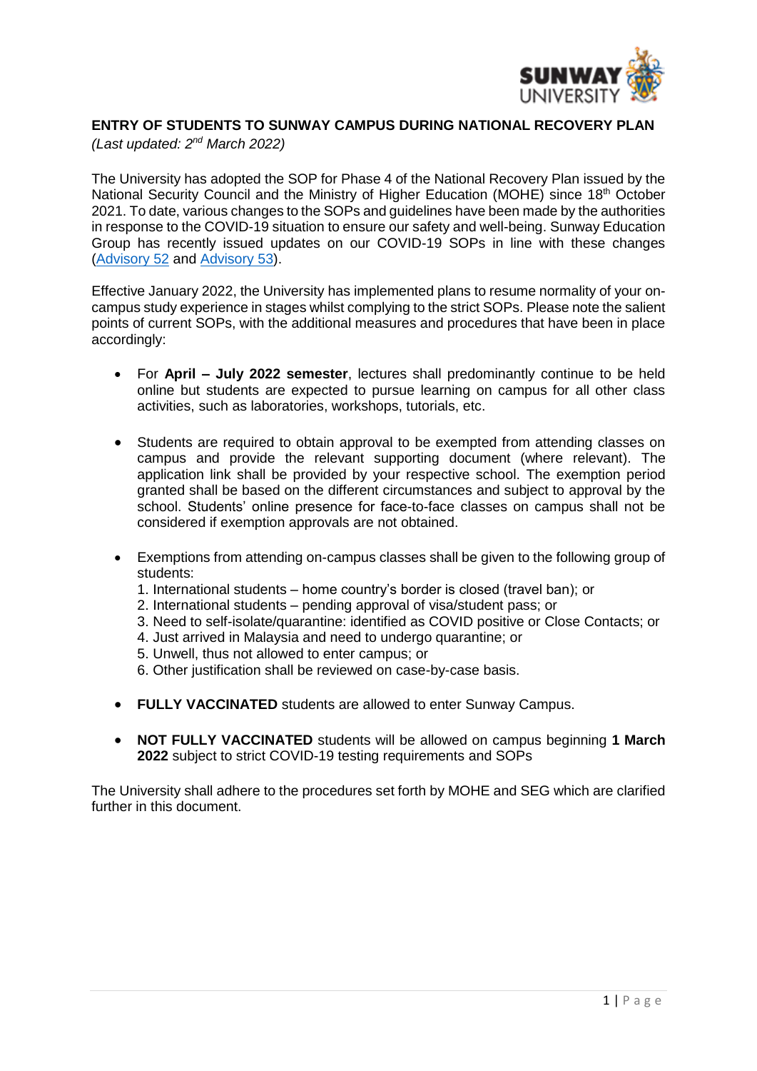# ENTRY OF STUDENTS TO SUNWAY CAMPUS DURING NATIONAL RECOVERY PLAN

*(Last updated: 2nd March 2022)*

The University has adopted the SOP for Phase 4 of the National Recovery Plan issued by the National Security Council and the Ministry of Higher Education (MOHE) since 18th October 2021. To date, various changes to the SOPs and guidelines have been made by the authorities in response to the COVID-19 situation to ensure our safety and well-being. Sunway Education Group has recently issued updates on our COVID-19 SOPs in line with these changes (Advisory 52 and Advisory 53).

Effective January 2022, the University has implemented plans to resume normality of your on-campus study experience in stages whilst complying to the strict SOPs. Please note the salient points of current SOPs, with the additional measures and procedures that have been in place accordingly:

- For **April – July 2022 semester**, lectures shall predominantly continue to be held online but students are expected to pursue learning on campus for all other class activities, such as laboratories, workshops, tutorials, etc.

- Students are required to obtain approval to be exempted from attending classes on campus and provide the relevant supporting document (where relevant). The application link shall be provided by your respective school. The exemption period granted shall be based on the different circumstances and subject to approval by the school. Students' online presence for face-to-face classes on campus shall not be considered if exemption approvals are not obtained.

- Exemptions from attending on-campus classes shall be given to the following group of students:
  1. International students – home country's border is closed (travel ban); or
  2. International students – pending approval of visa/student pass; or
  3. Need to self-isolate/quarantine: identified as COVID positive or Close Contacts; or
  4. Just arrived in Malaysia and need to undergo quarantine; or
  5. Unwell, thus not allowed to enter campus; or
  6. Other justification shall be reviewed on case-by-case basis.

- **FULLY VACCINATED** students are allowed to enter Sunway Campus.

- **NOT FULLY VACCINATED** students will be allowed on campus beginning **1 March 2022** subject to strict COVID-19 testing requirements and SOPs

The University shall adhere to the procedures set forth by MOHE and SEG which are clarified further in this document.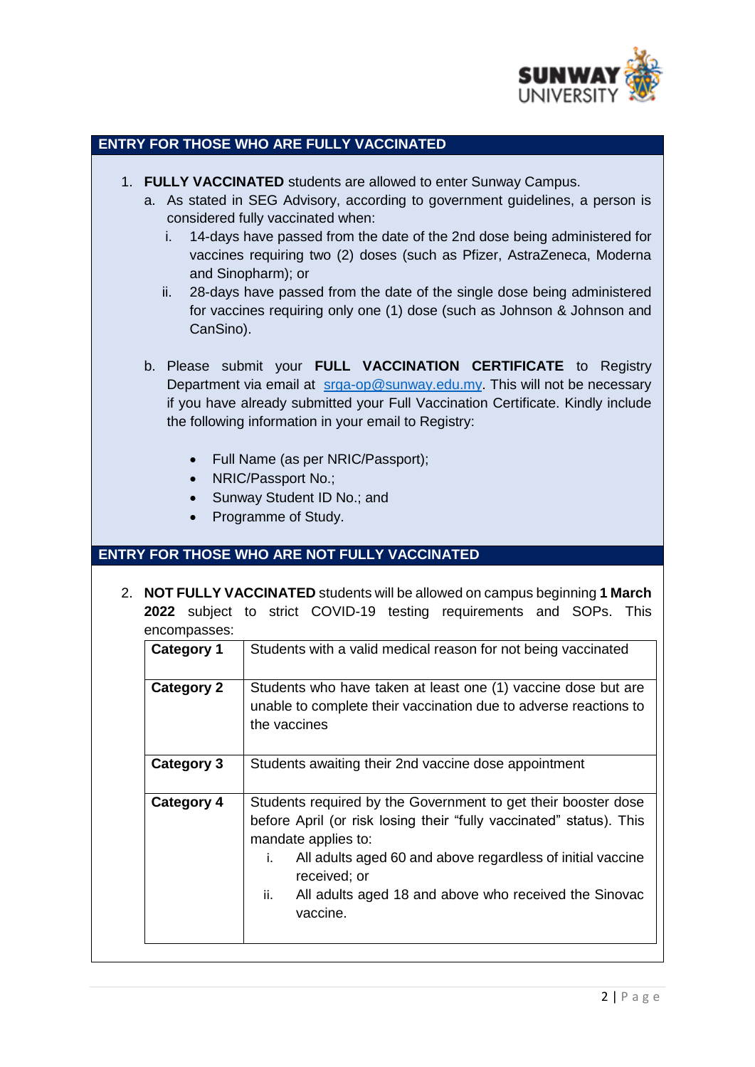## ENTRY FOR THOSE WHO ARE FULLY VACCINATED

1. **FULLY VACCINATED** students are allowed to enter Sunway Campus.
   a. As stated in SEG Advisory, according to government guidelines, a person is considered fully vaccinated when:
      i. 14-days have passed from the date of the 2nd dose being administered for vaccines requiring two (2) doses (such as Pfizer, AstraZeneca, Moderna and Sinopharm); or
      ii. 28-days have passed from the date of the single dose being administered for vaccines requiring only one (1) dose (such as Johnson & Johnson and CanSino).

   b. Please submit your **FULL VACCINATION CERTIFICATE** to Registry Department via email at [srga-op@sunway.edu.my](mailto:srga-op@sunway.edu.my). This will not be necessary if you have already submitted your Full Vaccination Certificate. Kindly include the following information in your email to Registry:

      - Full Name (as per NRIC/Passport);
      - NRIC/Passport No.;
      - Sunway Student ID No.; and
      - Programme of Study.

## ENTRY FOR THOSE WHO ARE NOT FULLY VACCINATED

2. **NOT FULLY VACCINATED** students will be allowed on campus beginning **1 March 2022** subject to strict COVID-19 testing requirements and SOPs. This encompasses:

| | |
|---|---|
| **Category 1** | Students with a valid medical reason for not being vaccinated |
| **Category 2** | Students who have taken at least one (1) vaccine dose but are unable to complete their vaccination due to adverse reactions to the vaccines |
| **Category 3** | Students awaiting their 2nd vaccine dose appointment |
| **Category 4** | Students required by the Government to get their booster dose before April (or risk losing their "fully vaccinated" status). This mandate applies to: i. All adults aged 60 and above regardless of initial vaccine received; or ii. All adults aged 18 and above who received the Sinovac vaccine. |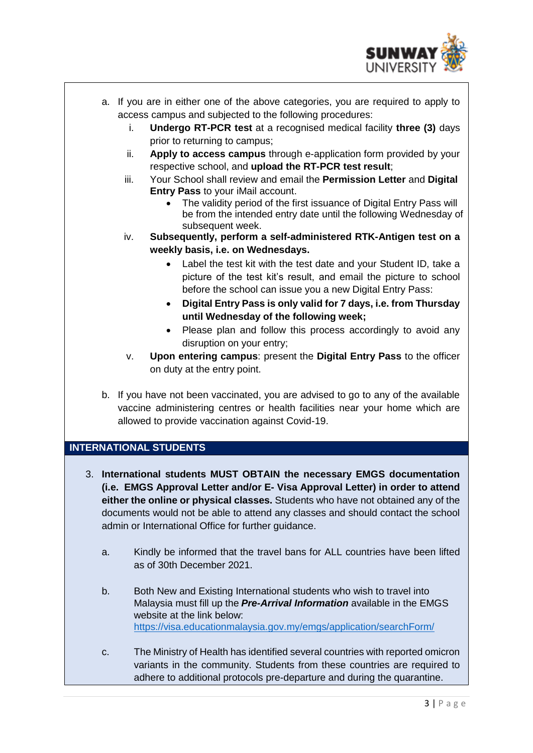a. If you are in either one of the above categories, you are required to apply to access campus and subjected to the following procedures:
   i. **Undergo RT-PCR test** at a recognised medical facility **three (3)** days prior to returning to campus;
   ii. **Apply to access campus** through e-application form provided by your respective school, and **upload the RT-PCR test result**;
   iii. Your School shall review and email the **Permission Letter** and **Digital Entry Pass** to your iMail account.
      - The validity period of the first issuance of Digital Entry Pass will be from the intended entry date until the following Wednesday of subsequent week.
   iv. **Subsequently, perform a self-administered RTK-Antigen test on a weekly basis, i.e. on Wednesdays.**
      - Label the test kit with the test date and your Student ID, take a picture of the test kit's result, and email the picture to school before the school can issue you a new Digital Entry Pass:
      - **Digital Entry Pass is only valid for 7 days, i.e. from Thursday until Wednesday of the following week;**
      - Please plan and follow this process accordingly to avoid any disruption on your entry;
   v. **Upon entering campus**: present the **Digital Entry Pass** to the officer on duty at the entry point.

b. If you have not been vaccinated, you are advised to go to any of the available vaccine administering centres or health facilities near your home which are allowed to provide vaccination against Covid-19.

## INTERNATIONAL STUDENTS

3. **International students MUST OBTAIN the necessary EMGS documentation (i.e. EMGS Approval Letter and/or E- Visa Approval Letter) in order to attend either the online or physical classes.** Students who have not obtained any of the documents would not be able to attend any classes and should contact the school admin or International Office for further guidance.

   a. Kindly be informed that the travel bans for ALL countries have been lifted as of 30th December 2021.

   b. Both New and Existing International students who wish to travel into Malaysia must fill up the ***Pre-Arrival Information*** available in the EMGS website at the link below: https://visa.educationmalaysia.gov.my/emgs/application/searchForm/

   c. The Ministry of Health has identified several countries with reported omicron variants in the community. Students from these countries are required to adhere to additional protocols pre-departure and during the quarantine.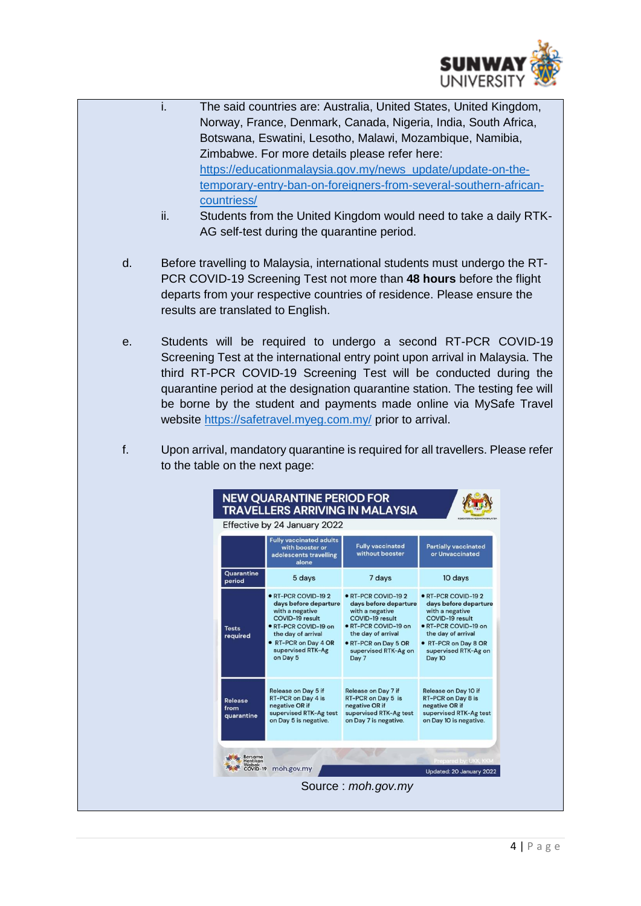i. The said countries are: Australia, United States, United Kingdom, Norway, France, Denmark, Canada, Nigeria, India, South Africa, Botswana, Eswatini, Lesotho, Malawi, Mozambique, Namibia, Zimbabwe. For more details please refer here: [https://educationmalaysia.gov.my/news_update/update-on-the-temporary-entry-ban-on-foreigners-from-several-southern-african-countries/](https://educationmalaysia.gov.my/news_update/update-on-the-temporary-entry-ban-on-foreigners-from-several-southern-african-countries/)

ii. Students from the United Kingdom would need to take a daily RTK-AG self-test during the quarantine period.

d. Before travelling to Malaysia, international students must undergo the RT-PCR COVID-19 Screening Test not more than **48 hours** before the flight departs from your respective countries of residence. Please ensure the results are translated to English.

e. Students will be required to undergo a second RT-PCR COVID-19 Screening Test at the international entry point upon arrival in Malaysia. The third RT-PCR COVID-19 Screening Test will be conducted during the quarantine period at the designation quarantine station. The testing fee will be borne by the student and payments made online via MySafe Travel website [https://safetravel.myeg.com.my/](https://safetravel.myeg.com.my/) prior to arrival.

f. Upon arrival, mandatory quarantine is required for all travellers. Please refer to the table on the next page:

**NEW QUARANTINE PERIOD FOR TRAVELLERS ARRIVING IN MALAYSIA**

Effective by 24 January 2022

| | Fully vaccinated adults with booster or adolescents travelling alone | Fully vaccinated without booster | Partially vaccinated or Unvaccinated |
|---|---|---|---|
| Quarantine period | 5 days | 7 days | 10 days |
| Tests required | • RT-PCR COVID-19 2 days before departure with a negative COVID-19 result<br>• RT-PCR COVID-19 on the day of arrival<br>• RT-PCR on Day 4 OR supervised RTK-Ag on Day 5 | • RT-PCR COVID-19 2 days before departure with a negative COVID-19 result<br>• RT-PCR COVID-19 on the day of arrival<br>• RT-PCR on Day 5 OR supervised RTK-Ag on Day 7 | • RT-PCR COVID-19 2 days before departure with a negative COVID-19 result<br>• RT-PCR COVID-19 on the day of arrival<br>• RT-PCR on Day 8 OR supervised RTK-Ag on Day 10 |
| Release from quarantine | Release on Day 5 if RT-PCR on Day 4 is negative OR if supervised RTK-Ag test on Day 5 is negative. | Release on Day 7 if RT-PCR on Day 5 is negative OR if supervised RTK-Ag test on Day 7 is negative. | Release on Day 10 if RT-PCR on Day 8 is negative OR if supervised RTK-Ag test on Day 10 is negative. |

Bersama Hentikan Wabak COVID-19 moh.gov.my — Prepared by: UKK, KKM — Updated: 20 January 2022

Source : *moh.gov.my*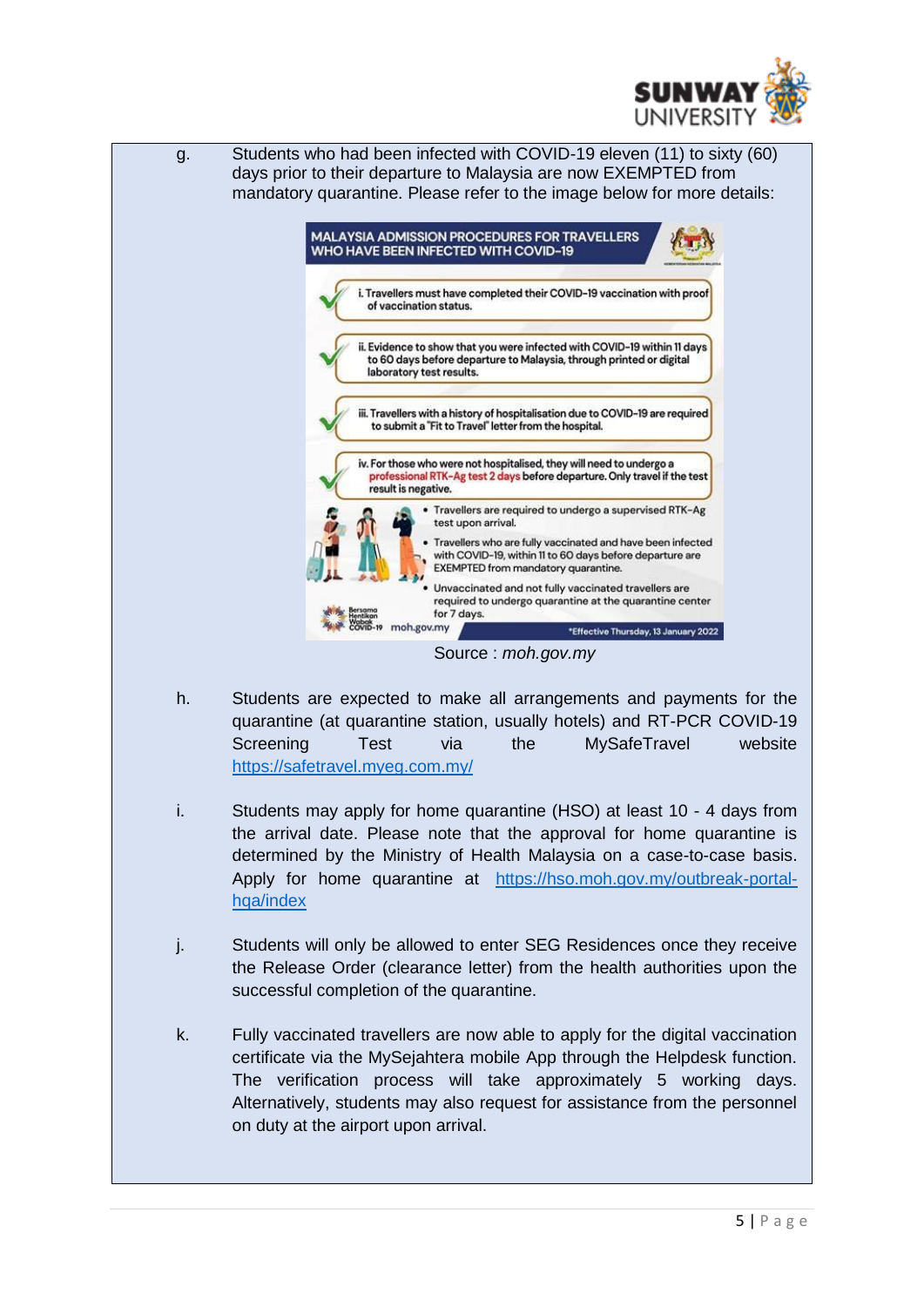g. Students who had been infected with COVID-19 eleven (11) to sixty (60) days prior to their departure to Malaysia are now EXEMPTED from mandatory quarantine. Please refer to the image below for more details:

**MALAYSIA ADMISSION PROCEDURES FOR TRAVELLERS WHO HAVE BEEN INFECTED WITH COVID-19**

i. Travellers must have completed their COVID-19 vaccination with proof of vaccination status.

ii. Evidence to show that you were infected with COVID-19 within 11 days to 60 days before departure to Malaysia, through printed or digital laboratory test results.

iii. Travellers with a history of hospitalisation due to COVID-19 are required to submit a "Fit to Travel" letter from the hospital.

iv. For those who were not hospitalised, they will need to undergo a professional RTK-Ag test 2 days before departure. Only travel if the test result is negative.

- Travellers are required to undergo a supervised RTK-Ag test upon arrival.
- Travellers who are fully vaccinated and have been infected with COVID-19, within 11 to 60 days before departure are EXEMPTED from mandatory quarantine.
- Unvaccinated and not fully vaccinated travellers are required to undergo quarantine at the quarantine center for 7 days.

Bersama Hentikan Wabak COVID-19 moh.gov.my

*Effective Thursday, 13 January 2022

Source : *moh.gov.my*

h. Students are expected to make all arrangements and payments for the quarantine (at quarantine station, usually hotels) and RT-PCR COVID-19 Screening Test via the MySafeTravel website https://safetravel.myeg.com.my/

i. Students may apply for home quarantine (HSO) at least 10 - 4 days from the arrival date. Please note that the approval for home quarantine is determined by the Ministry of Health Malaysia on a case-to-case basis. Apply for home quarantine at https://hso.moh.gov.my/outbreak-portal-hqa/index

j. Students will only be allowed to enter SEG Residences once they receive the Release Order (clearance letter) from the health authorities upon the successful completion of the quarantine.

k. Fully vaccinated travellers are now able to apply for the digital vaccination certificate via the MySejahtera mobile App through the Helpdesk function. The verification process will take approximately 5 working days. Alternatively, students may also request for assistance from the personnel on duty at the airport upon arrival.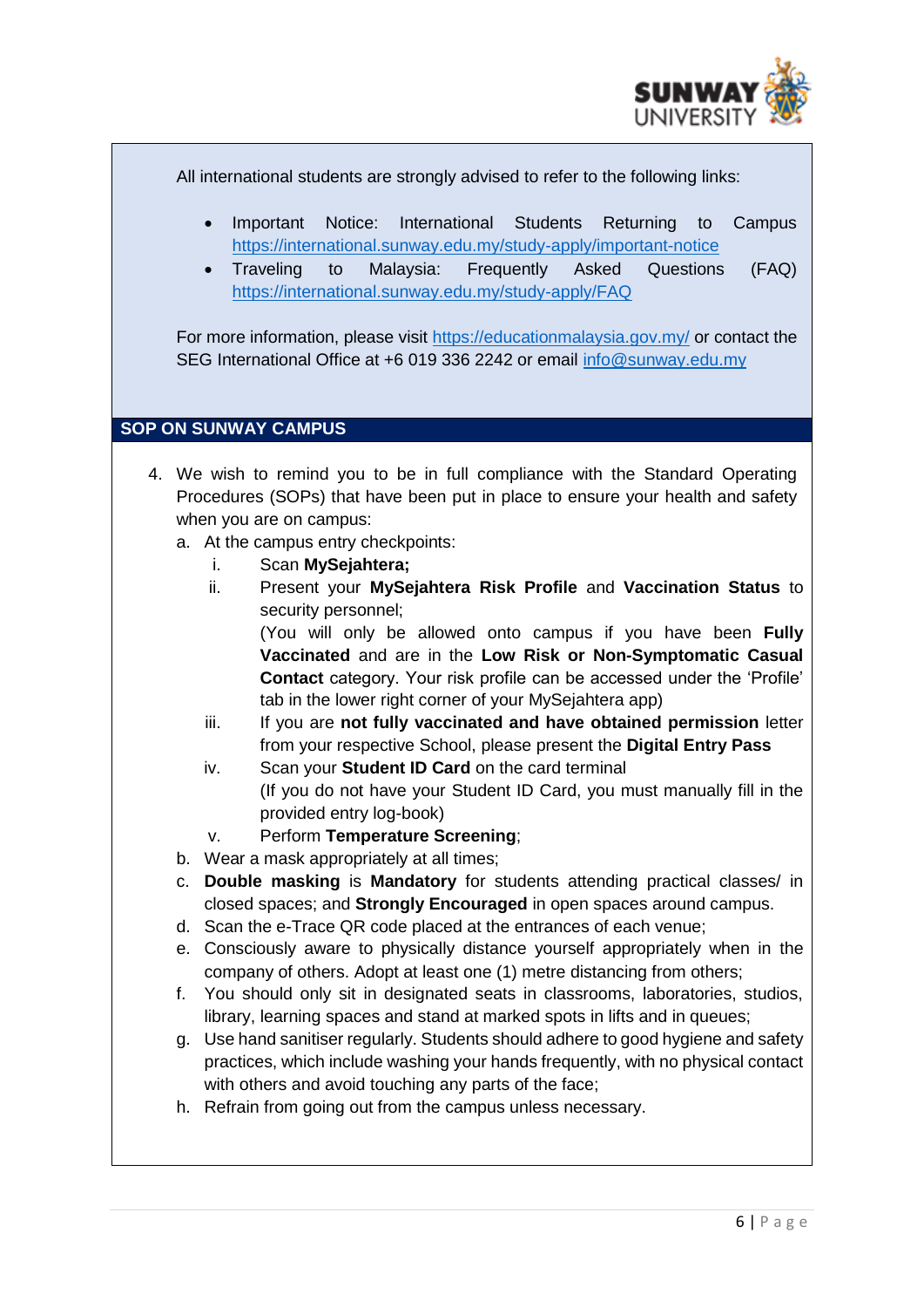All international students are strongly advised to refer to the following links:

- Important Notice: International Students Returning to Campus https://international.sunway.edu.my/study-apply/important-notice
- Traveling to Malaysia: Frequently Asked Questions (FAQ) https://international.sunway.edu.my/study-apply/FAQ

For more information, please visit https://educationmalaysia.gov.my/ or contact the SEG International Office at +6 019 336 2242 or email info@sunway.edu.my

## SOP ON SUNWAY CAMPUS

4. We wish to remind you to be in full compliance with the Standard Operating Procedures (SOPs) that have been put in place to ensure your health and safety when you are on campus:
   a. At the campus entry checkpoints:
      i. Scan **MySejahtera;**
      ii. Present your **MySejahtera Risk Profile** and **Vaccination Status** to security personnel;
      (You will only be allowed onto campus if you have been **Fully Vaccinated** and are in the **Low Risk or Non-Symptomatic Casual Contact** category. Your risk profile can be accessed under the 'Profile' tab in the lower right corner of your MySejahtera app)
      iii. If you are **not fully vaccinated and have obtained permission** letter from your respective School, please present the **Digital Entry Pass**
      iv. Scan your **Student ID Card** on the card terminal
      (If you do not have your Student ID Card, you must manually fill in the provided entry log-book)
      v. Perform **Temperature Screening**;
   b. Wear a mask appropriately at all times;
   c. **Double masking** is **Mandatory** for students attending practical classes/ in closed spaces; and **Strongly Encouraged** in open spaces around campus.
   d. Scan the e-Trace QR code placed at the entrances of each venue;
   e. Consciously aware to physically distance yourself appropriately when in the company of others. Adopt at least one (1) metre distancing from others;
   f. You should only sit in designated seats in classrooms, laboratories, studios, library, learning spaces and stand at marked spots in lifts and in queues;
   g. Use hand sanitiser regularly. Students should adhere to good hygiene and safety practices, which include washing your hands frequently, with no physical contact with others and avoid touching any parts of the face;
   h. Refrain from going out from the campus unless necessary.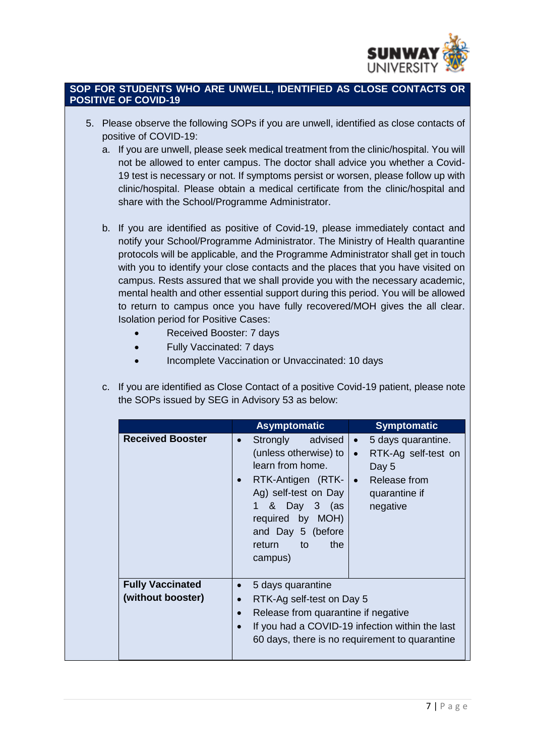## SOP FOR STUDENTS WHO ARE UNWELL, IDENTIFIED AS CLOSE CONTACTS OR POSITIVE OF COVID-19

5. Please observe the following SOPs if you are unwell, identified as close contacts of positive of COVID-19:
   a. If you are unwell, please seek medical treatment from the clinic/hospital. You will not be allowed to enter campus. The doctor shall advice you whether a Covid-19 test is necessary or not. If symptoms persist or worsen, please follow up with clinic/hospital. Please obtain a medical certificate from the clinic/hospital and share with the School/Programme Administrator.

   b. If you are identified as positive of Covid-19, please immediately contact and notify your School/Programme Administrator. The Ministry of Health quarantine protocols will be applicable, and the Programme Administrator shall get in touch with you to identify your close contacts and the places that you have visited on campus. Rests assured that we shall provide you with the necessary academic, mental health and other essential support during this period. You will be allowed to return to campus once you have fully recovered/MOH gives the all clear. Isolation period for Positive Cases:
      - Received Booster: 7 days
      - Fully Vaccinated: 7 days
      - Incomplete Vaccination or Unvaccinated: 10 days

   c. If you are identified as Close Contact of a positive Covid-19 patient, please note the SOPs issued by SEG in Advisory 53 as below:

| | Asymptomatic | Symptomatic |
|---|---|---|
| **Received Booster** | • Strongly advised (unless otherwise) to learn from home.<br>• RTK-Antigen (RTK-Ag) self-test on Day 1 & Day 3 (as required by MOH) and Day 5 (before return to the campus) | • 5 days quarantine.<br>• RTK-Ag self-test on Day 5<br>• Release from quarantine if negative |
| **Fully Vaccinated (without booster)** | • 5 days quarantine<br>• RTK-Ag self-test on Day 5<br>• Release from quarantine if negative<br>• If you had a COVID-19 infection within the last 60 days, there is no requirement to quarantine | |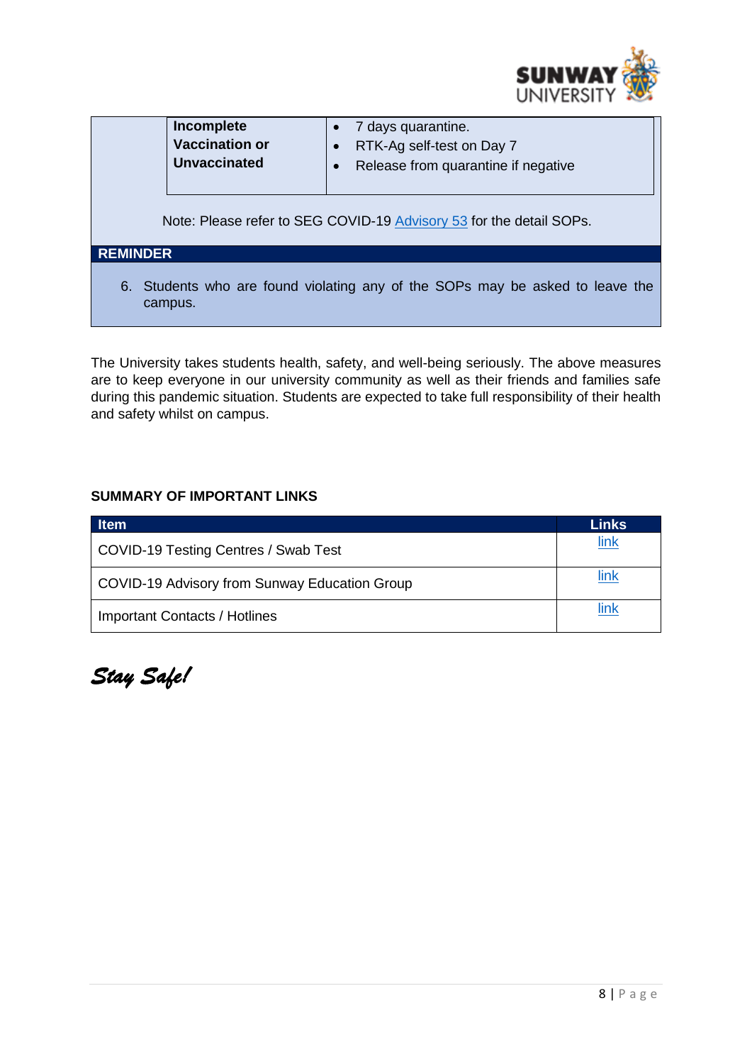| | |
|---|---|
| **Incomplete Vaccination or Unvaccinated** | • 7 days quarantine.<br>• RTK-Ag self-test on Day 7<br>• Release from quarantine if negative |

Note: Please refer to SEG COVID-19 Advisory 53 for the detail SOPs.

**REMINDER**

6. Students who are found violating any of the SOPs may be asked to leave the campus.

The University takes students health, safety, and well-being seriously. The above measures are to keep everyone in our university community as well as their friends and families safe during this pandemic situation. Students are expected to take full responsibility of their health and safety whilst on campus.

**SUMMARY OF IMPORTANT LINKS**

| Item | Links |
|---|---|
| COVID-19 Testing Centres / Swab Test | link |
| COVID-19 Advisory from Sunway Education Group | link |
| Important Contacts / Hotlines | link |

***Stay Safe!***